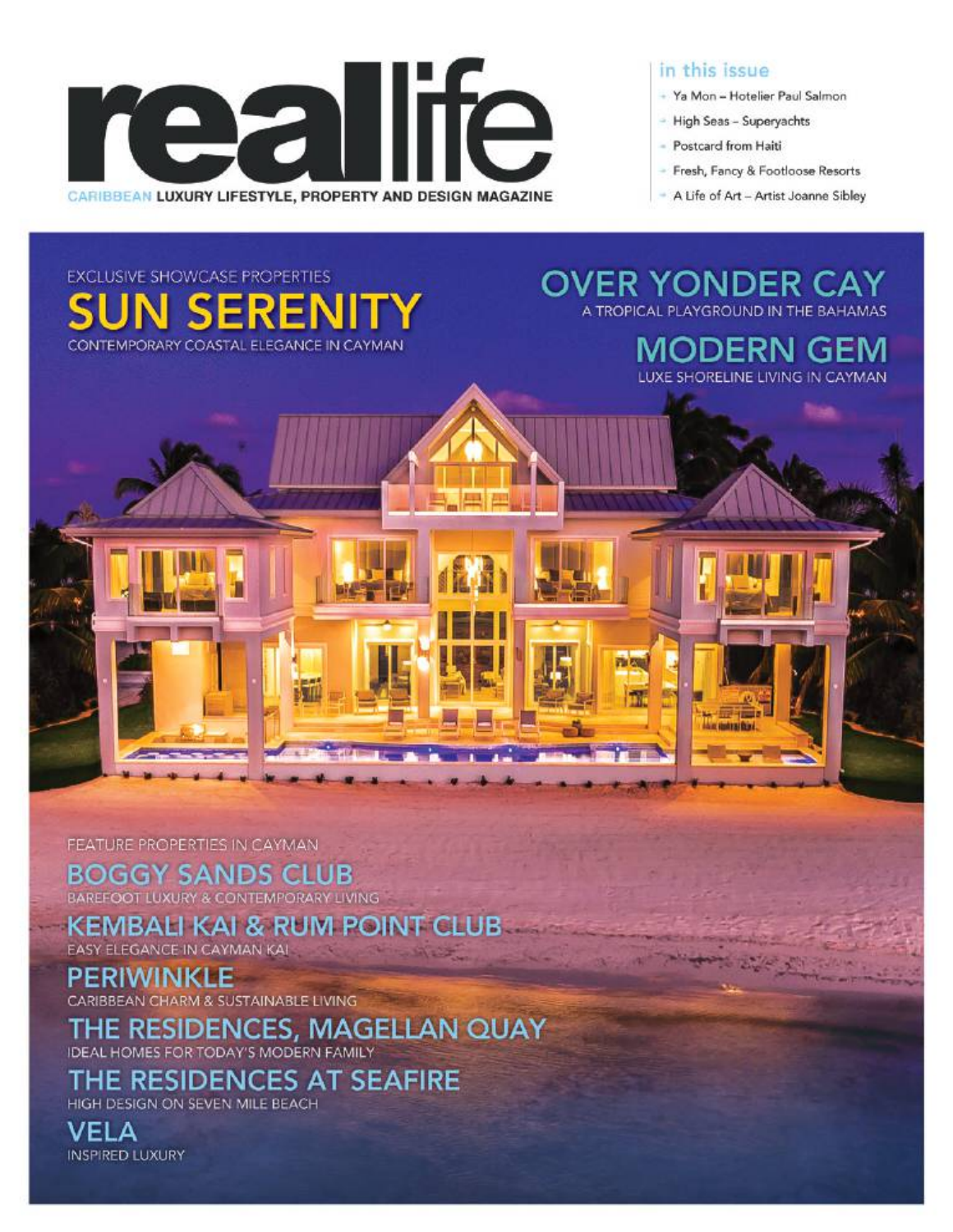# reallife

CARIBBEAN LUXURY LIFESTYLE, PROPERTY AND DESIGN MAGAZINE

### in this issue

- Ya Mon – Hotelier Paul Salmon
- High Seas – Superyachts
- Postcard from Haiti
- Fresh, Fancy & Footloose Resorts
- A Life of Art – Artist Joanne Sibley

EXCLUSIVE SHOWCASE PROPERTIES

## SUN SERENITY

CONTEMPORARY COASTAL ELEGANCE IN CAYMAN

## OVER YONDER CAY

A TROPICAL PLAYGROUND IN THE BAHAMAS

## MODERN GEM

LUXE SHORELINE LIVING IN CAYMAN

FEATURE PROPERTIES IN CAYMAN

## BOGGY SANDS CLUB

BAREFOOT LUXURY & CONTEMPORARY LIVING

## KEMBALI KAI & RUM POINT CLUB

EASY ELEGANCE IN CAYMAN KAI

## PERIWINKLE

CARIBBEAN CHARM & SUSTAINABLE LIVING

## THE RESIDENCES, MAGELLAN QUAY

IDEAL HOMES FOR TODAY'S MODERN FAMILY

## THE RESIDENCES AT SEAFIRE

HIGH DESIGN ON SEVEN MILE BEACH

## VELA

INSPIRED LUXURY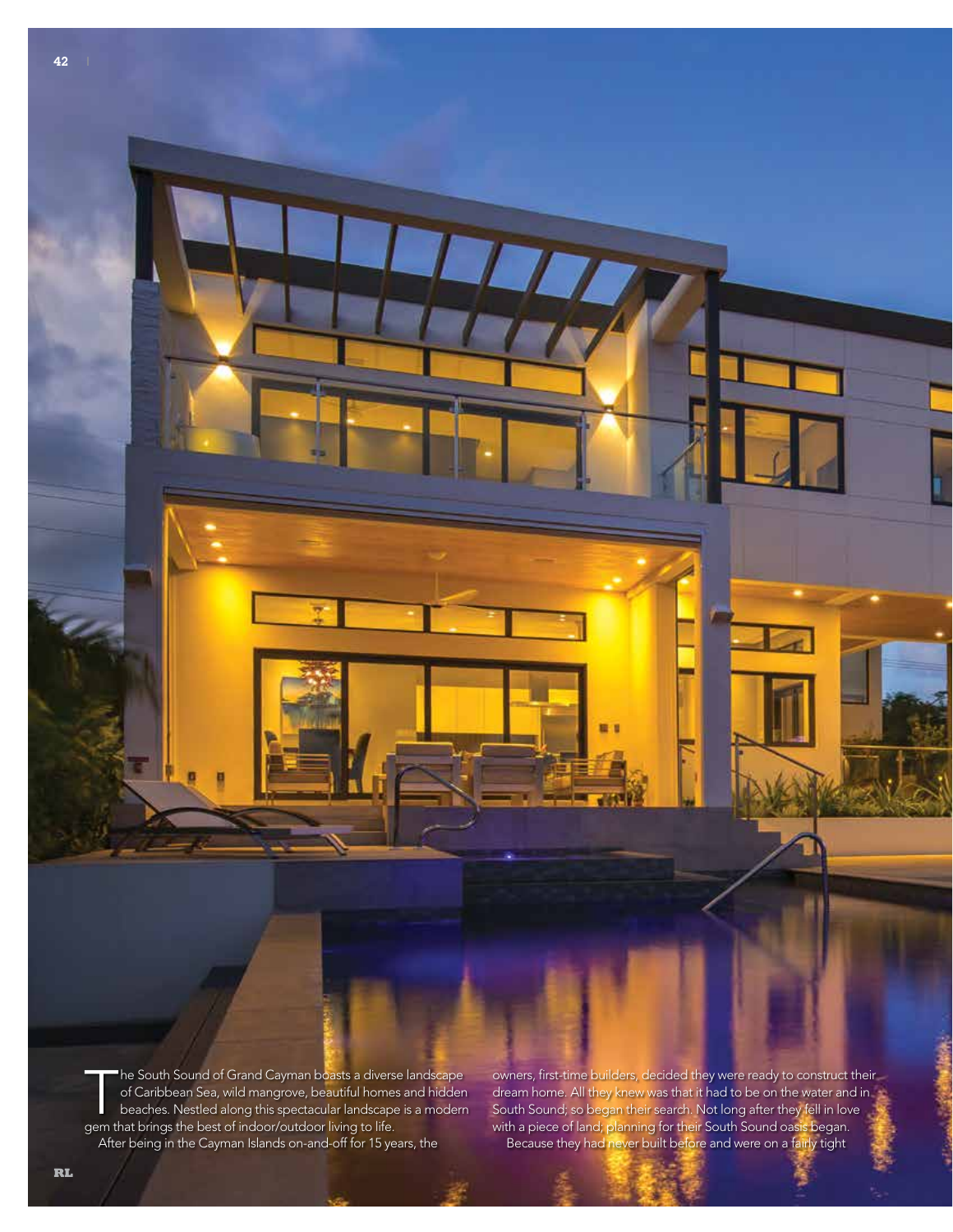The South Sound of Grand Cayman boasts a diverse landscape of Caribbean Sea, wild mangrove, beautiful homes and hidden beaches. Nestled along this spectacular landscape is a modern gem that brings the best of indoor/outdoor living to life.

After being in the Cayman Islands on-and-off for 15 years, the owners, first-time builders, decided they were ready to construct their dream home. All they knew was that it had to be on the water and in South Sound; so began their search. Not long after they fell in love with a piece of land, planning for their South Sound oasis began.

Because they had never built before and were on a fairly tight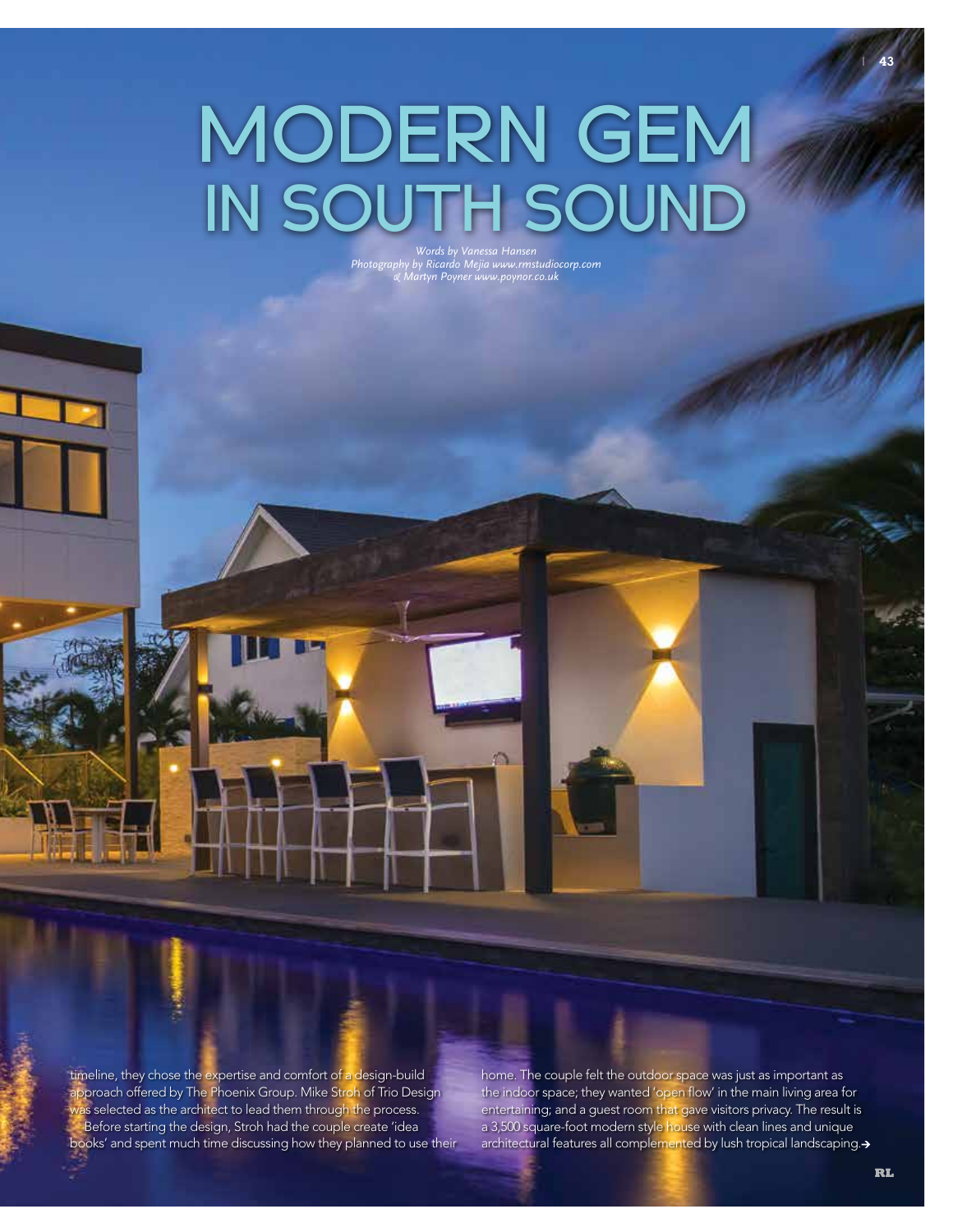# MODERN GEM IN SOUTH SOUND

*Words by Vanessa Hansen*
*Photography by Ricardo Mejia www.rmstudiocorp.com & Martyn Poyner www.poynor.co.uk*

timeline, they chose the expertise and comfort of a design-build approach offered by The Phoenix Group. Mike Stroh of Trio Design was selected as the architect to lead them through the process.

Before starting the design, Stroh had the couple create 'idea books' and spent much time discussing how they planned to use their home. The couple felt the outdoor space was just as important as the indoor space; they wanted 'open flow' in the main living area for entertaining; and a guest room that gave visitors privacy. The result is a 3,500 square-foot modern style house with clean lines and unique architectural features all complemented by lush tropical landscaping.→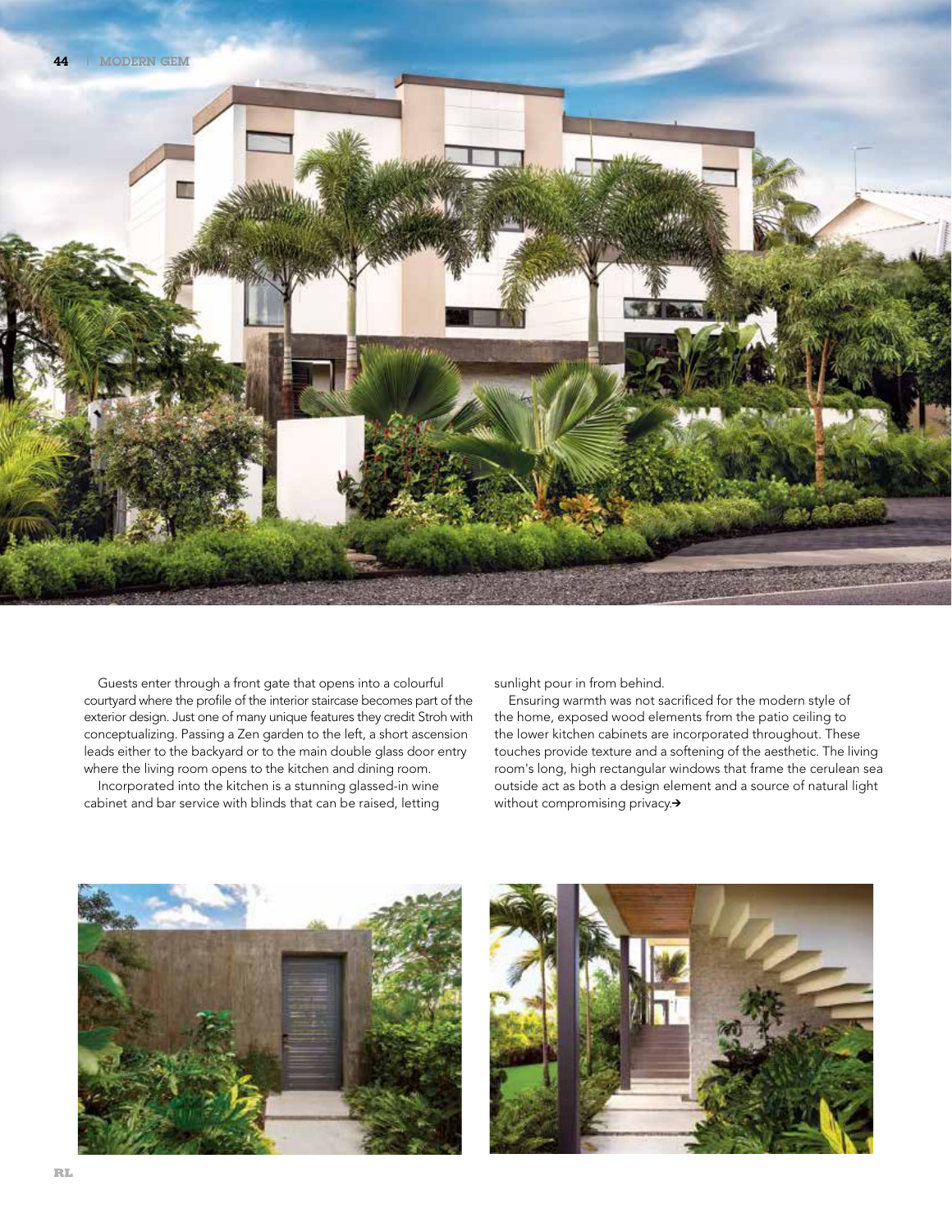Guests enter through a front gate that opens into a colourful courtyard where the profile of the interior staircase becomes part of the exterior design. Just one of many unique features they credit Stroh with conceptualizing. Passing a Zen garden to the left, a short ascension leads either to the backyard or to the main double glass door entry where the living room opens to the kitchen and dining room.

Incorporated into the kitchen is a stunning glassed-in wine cabinet and bar service with blinds that can be raised, letting sunlight pour in from behind.

Ensuring warmth was not sacrificed for the modern style of the home, exposed wood elements from the patio ceiling to the lower kitchen cabinets are incorporated throughout. These touches provide texture and a softening of the aesthetic. The living room's long, high rectangular windows that frame the cerulean sea outside act as both a design element and a source of natural light without compromising privacy.➔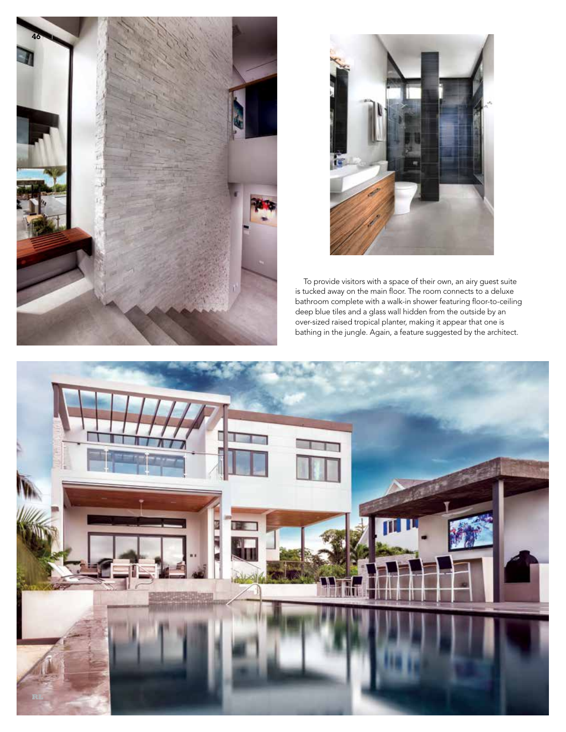To provide visitors with a space of their own, an airy guest suite is tucked away on the main floor. The room connects to a deluxe bathroom complete with a walk-in shower featuring floor-to-ceiling deep blue tiles and a glass wall hidden from the outside by an over-sized raised tropical planter, making it appear that one is bathing in the jungle. Again, a feature suggested by the architect.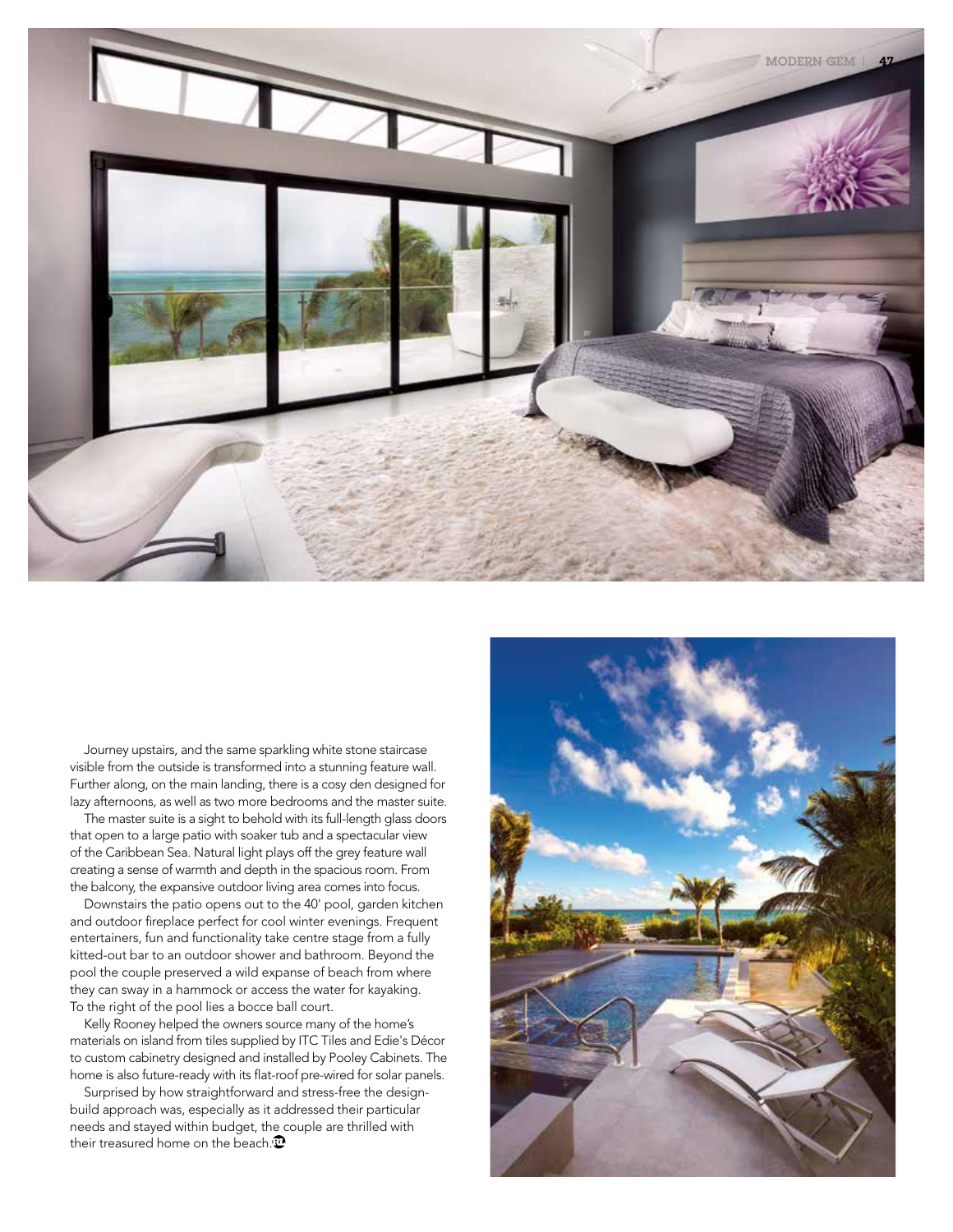Journey upstairs, and the same sparkling white stone staircase visible from the outside is transformed into a stunning feature wall. Further along, on the main landing, there is a cosy den designed for lazy afternoons, as well as two more bedrooms and the master suite.

The master suite is a sight to behold with its full-length glass doors that open to a large patio with soaker tub and a spectacular view of the Caribbean Sea. Natural light plays off the grey feature wall creating a sense of warmth and depth in the spacious room. From the balcony, the expansive outdoor living area comes into focus.

Downstairs the patio opens out to the 40' pool, garden kitchen and outdoor fireplace perfect for cool winter evenings. Frequent entertainers, fun and functionality take centre stage from a fully kitted-out bar to an outdoor shower and bathroom. Beyond the pool the couple preserved a wild expanse of beach from where they can sway in a hammock or access the water for kayaking. To the right of the pool lies a bocce ball court.

Kelly Rooney helped the owners source many of the home's materials on island from tiles supplied by ITC Tiles and Edie's Décor to custom cabinetry designed and installed by Pooley Cabinets. The home is also future-ready with its flat-roof pre-wired for solar panels.

Surprised by how straightforward and stress-free the design-build approach was, especially as it addressed their particular needs and stayed within budget, the couple are thrilled with their treasured home on the beach.